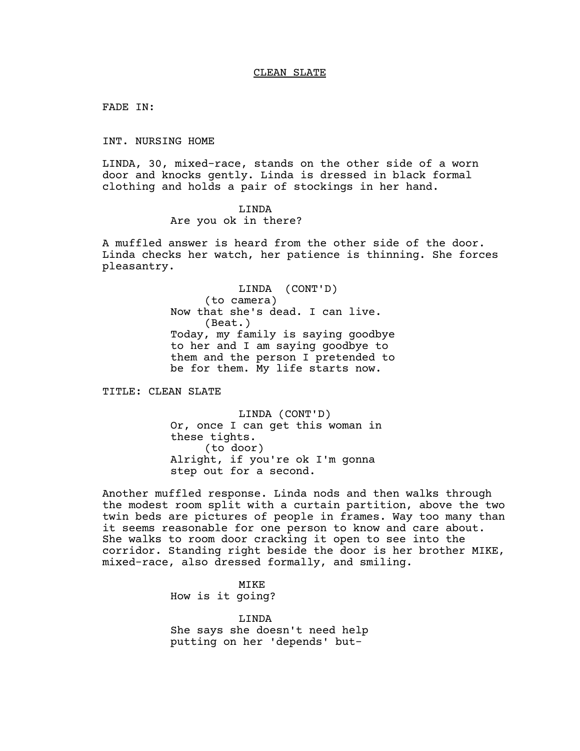# CLEAN SLATE

FADE IN:

INT. NURSING HOME

LINDA, 30, mixed-race, stands on the other side of a worn door and knocks gently. Linda is dressed in black formal clothing and holds a pair of stockings in her hand.

LINDA
Are you ok in there?

A muffled answer is heard from the other side of the door. Linda checks her watch, her patience is thinning. She forces pleasantry.

LINDA (CONT'D)
(to camera)
Now that she's dead. I can live.
(Beat.)
Today, my family is saying goodbye to her and I am saying goodbye to them and the person I pretended to be for them. My life starts now.

TITLE: CLEAN SLATE

LINDA (CONT'D)
Or, once I can get this woman in these tights.
(to door)
Alright, if you're ok I'm gonna step out for a second.

Another muffled response. Linda nods and then walks through the modest room split with a curtain partition, above the two twin beds are pictures of people in frames. Way too many than it seems reasonable for one person to know and care about. She walks to room door cracking it open to see into the corridor. Standing right beside the door is her brother MIKE, mixed-race, also dressed formally, and smiling.

MIKE
How is it going?

LINDA
She says she doesn't need help putting on her 'depends' but-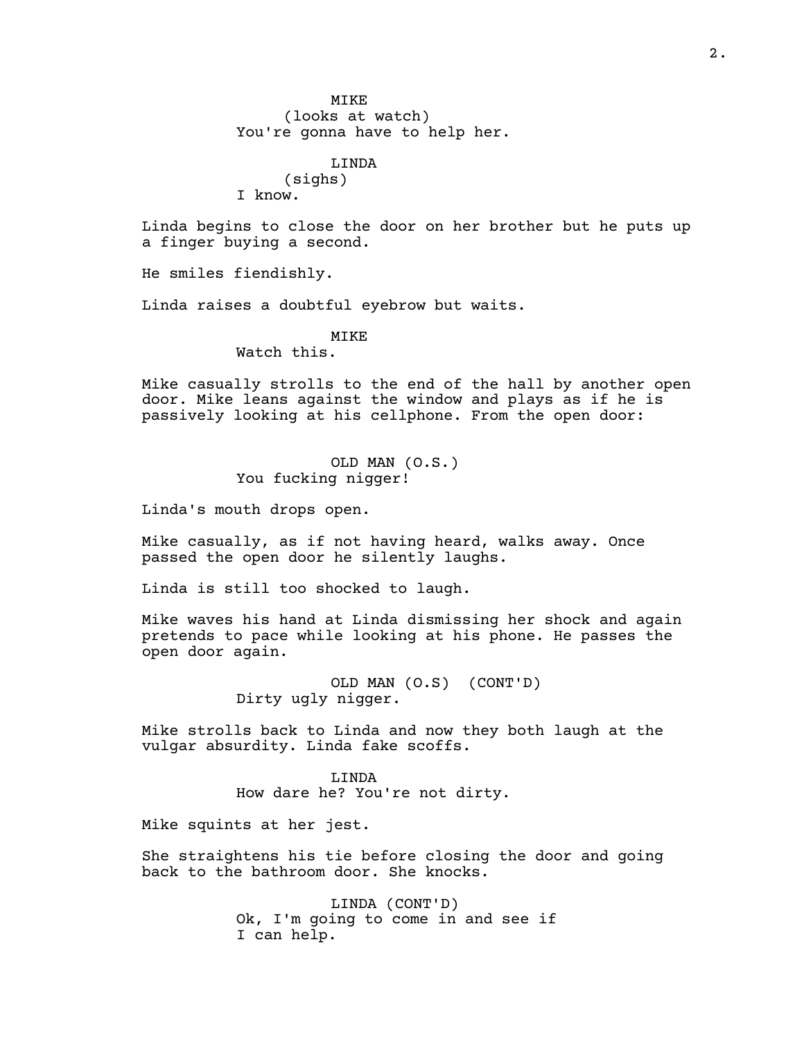MIKE
(looks at watch)
You're gonna have to help her.

LINDA
(sighs)
I know.

Linda begins to close the door on her brother but he puts up a finger buying a second.

He smiles fiendishly.

Linda raises a doubtful eyebrow but waits.

MIKE
Watch this.

Mike casually strolls to the end of the hall by another open door. Mike leans against the window and plays as if he is passively looking at his cellphone. From the open door:

OLD MAN (O.S.)
You fucking nigger!

Linda's mouth drops open.

Mike casually, as if not having heard, walks away. Once passed the open door he silently laughs.

Linda is still too shocked to laugh.

Mike waves his hand at Linda dismissing her shock and again pretends to pace while looking at his phone. He passes the open door again.

OLD MAN (O.S) (CONT'D)
Dirty ugly nigger.

Mike strolls back to Linda and now they both laugh at the vulgar absurdity. Linda fake scoffs.

LINDA
How dare he? You're not dirty.

Mike squints at her jest.

She straightens his tie before closing the door and going back to the bathroom door. She knocks.

LINDA (CONT'D)
Ok, I'm going to come in and see if I can help.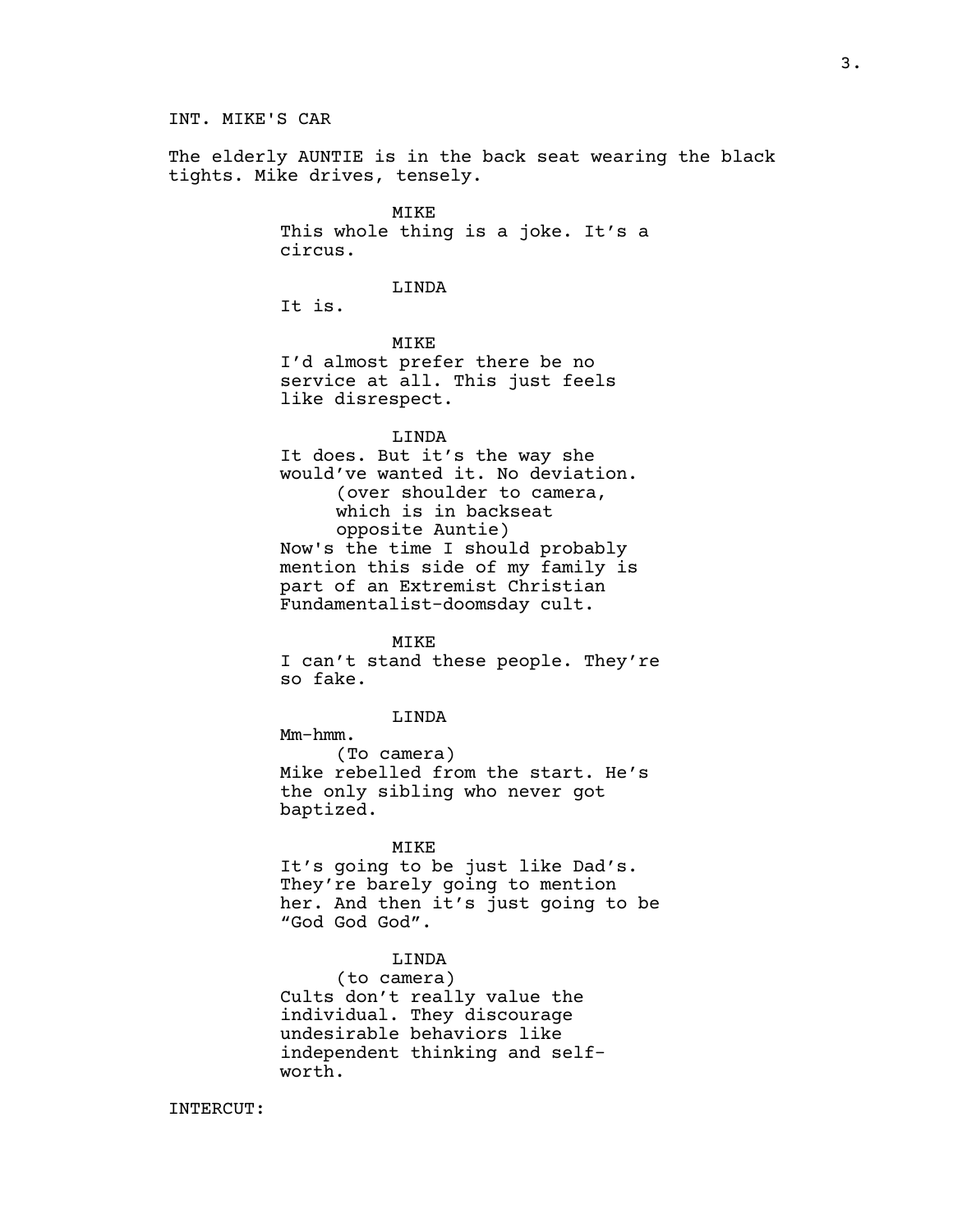INT. MIKE'S CAR

The elderly AUNTIE is in the back seat wearing the black tights. Mike drives, tensely.

MIKE
This whole thing is a joke. It's a circus.

LINDA
It is.

MIKE
I'd almost prefer there be no service at all. This just feels like disrespect.

LINDA
It does. But it's the way she would've wanted it. No deviation.
(over shoulder to camera, which is in backseat opposite Auntie)
Now's the time I should probably mention this side of my family is part of an Extremist Christian Fundamentalist-doomsday cult.

MIKE
I can't stand these people. They're so fake.

LINDA
Mm-hmm.
(To camera)
Mike rebelled from the start. He's the only sibling who never got baptized.

MIKE
It's going to be just like Dad's. They're barely going to mention her. And then it's just going to be "God God God".

LINDA
(to camera)
Cults don't really value the individual. They discourage undesirable behaviors like independent thinking and self-worth.

INTERCUT: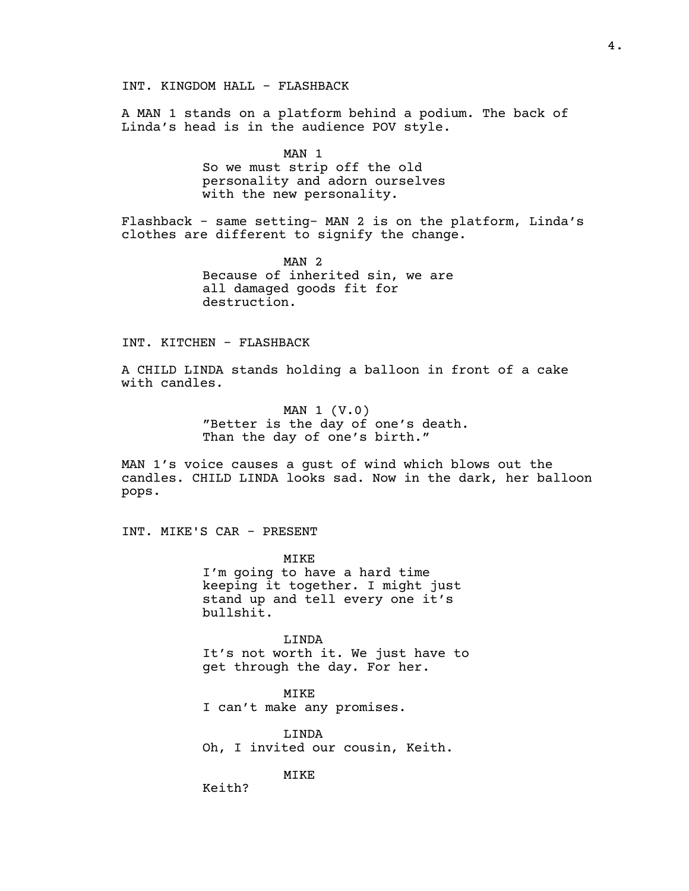INT. KINGDOM HALL - FLASHBACK

A MAN 1 stands on a platform behind a podium. The back of Linda's head is in the audience POV style.

MAN 1

So we must strip off the old personality and adorn ourselves with the new personality.

Flashback - same setting- MAN 2 is on the platform, Linda's clothes are different to signify the change.

MAN 2

Because of inherited sin, we are all damaged goods fit for destruction.

INT. KITCHEN - FLASHBACK

A CHILD LINDA stands holding a balloon in front of a cake with candles.

MAN 1 (V.0)

"Better is the day of one's death. Than the day of one's birth."

MAN 1's voice causes a gust of wind which blows out the candles. CHILD LINDA looks sad. Now in the dark, her balloon pops.

INT. MIKE'S CAR - PRESENT

MIKE

I'm going to have a hard time keeping it together. I might just stand up and tell every one it's bullshit.

LINDA

It's not worth it. We just have to get through the day. For her.

MIKE

I can't make any promises.

LINDA

Oh, I invited our cousin, Keith.

MIKE

Keith?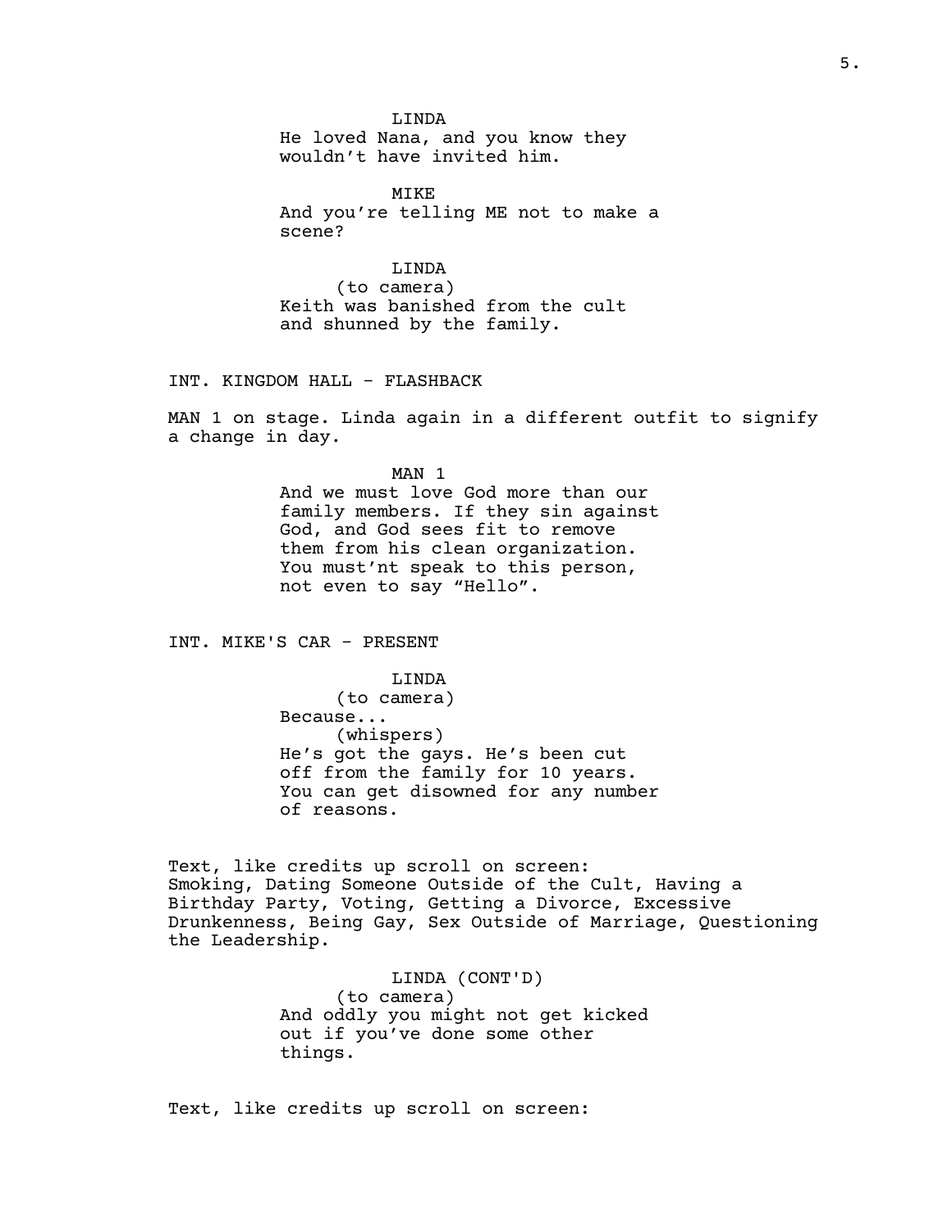LINDA
He loved Nana, and you know they wouldn’t have invited him.

MIKE
And you’re telling ME not to make a scene?

LINDA
(to camera)
Keith was banished from the cult and shunned by the family.

INT. KINGDOM HALL - FLASHBACK

MAN 1 on stage. Linda again in a different outfit to signify a change in day.

MAN 1
And we must love God more than our family members. If they sin against God, and God sees fit to remove them from his clean organization. You must’nt speak to this person, not even to say “Hello”.

INT. MIKE'S CAR - PRESENT

LINDA
(to camera)
Because...
(whispers)
He’s got the gays. He’s been cut off from the family for 10 years. You can get disowned for any number of reasons.

Text, like credits up scroll on screen:
Smoking, Dating Someone Outside of the Cult, Having a Birthday Party, Voting, Getting a Divorce, Excessive Drunkenness, Being Gay, Sex Outside of Marriage, Questioning the Leadership.

LINDA (CONT'D)
(to camera)
And oddly you might not get kicked out if you’ve done some other things.

Text, like credits up scroll on screen: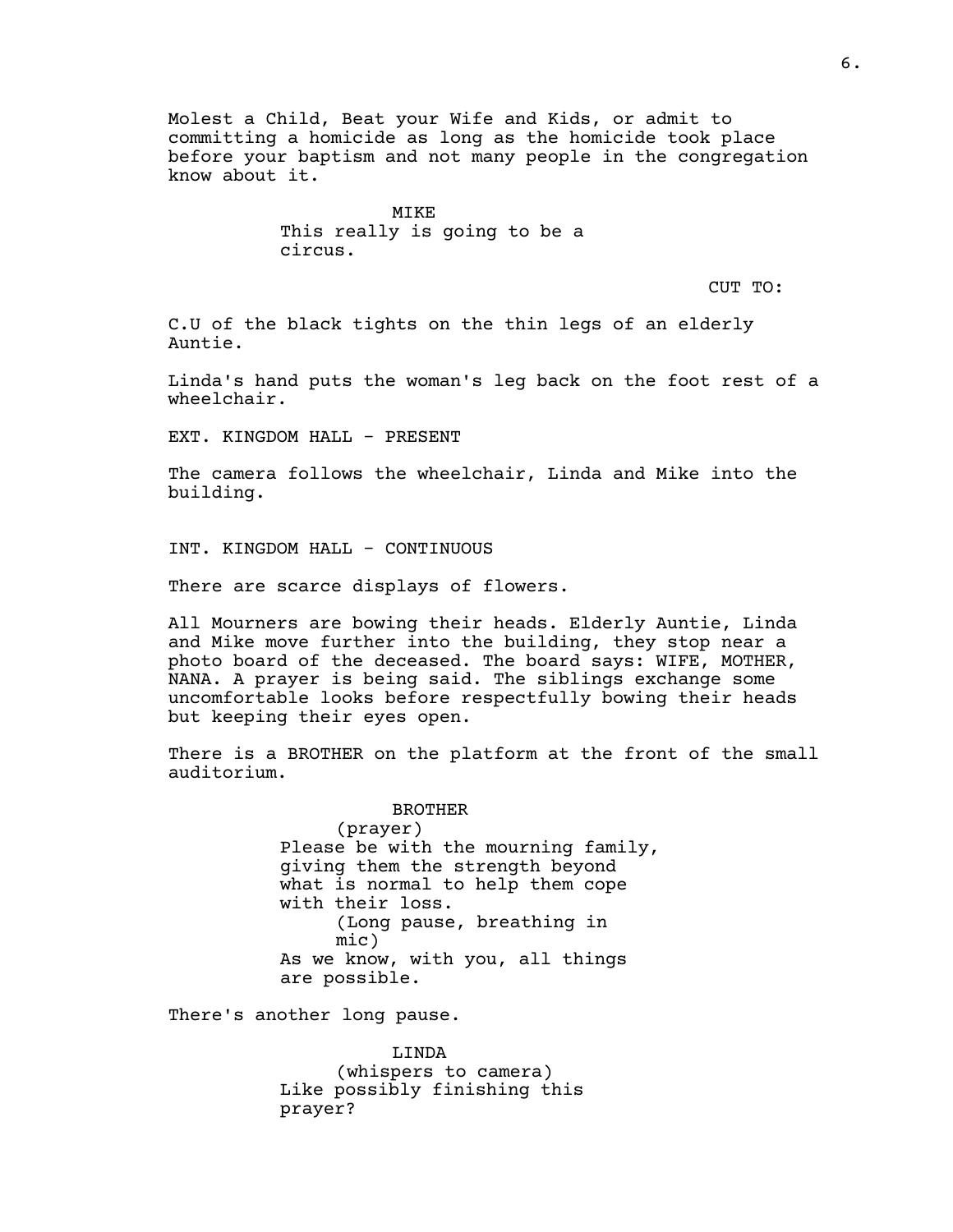Molest a Child, Beat your Wife and Kids, or admit to committing a homicide as long as the homicide took place before your baptism and not many people in the congregation know about it.

MIKE
This really is going to be a circus.

CUT TO:

C.U of the black tights on the thin legs of an elderly Auntie.

Linda's hand puts the woman's leg back on the foot rest of a wheelchair.

EXT. KINGDOM HALL - PRESENT

The camera follows the wheelchair, Linda and Mike into the building.

INT. KINGDOM HALL - CONTINUOUS

There are scarce displays of flowers.

All Mourners are bowing their heads. Elderly Auntie, Linda and Mike move further into the building, they stop near a photo board of the deceased. The board says: WIFE, MOTHER, NANA. A prayer is being said. The siblings exchange some uncomfortable looks before respectfully bowing their heads but keeping their eyes open.

There is a BROTHER on the platform at the front of the small auditorium.

BROTHER
(prayer)
Please be with the mourning family, giving them the strength beyond what is normal to help them cope with their loss.
(Long pause, breathing in mic)
As we know, with you, all things are possible.

There's another long pause.

LINDA
(whispers to camera)
Like possibly finishing this prayer?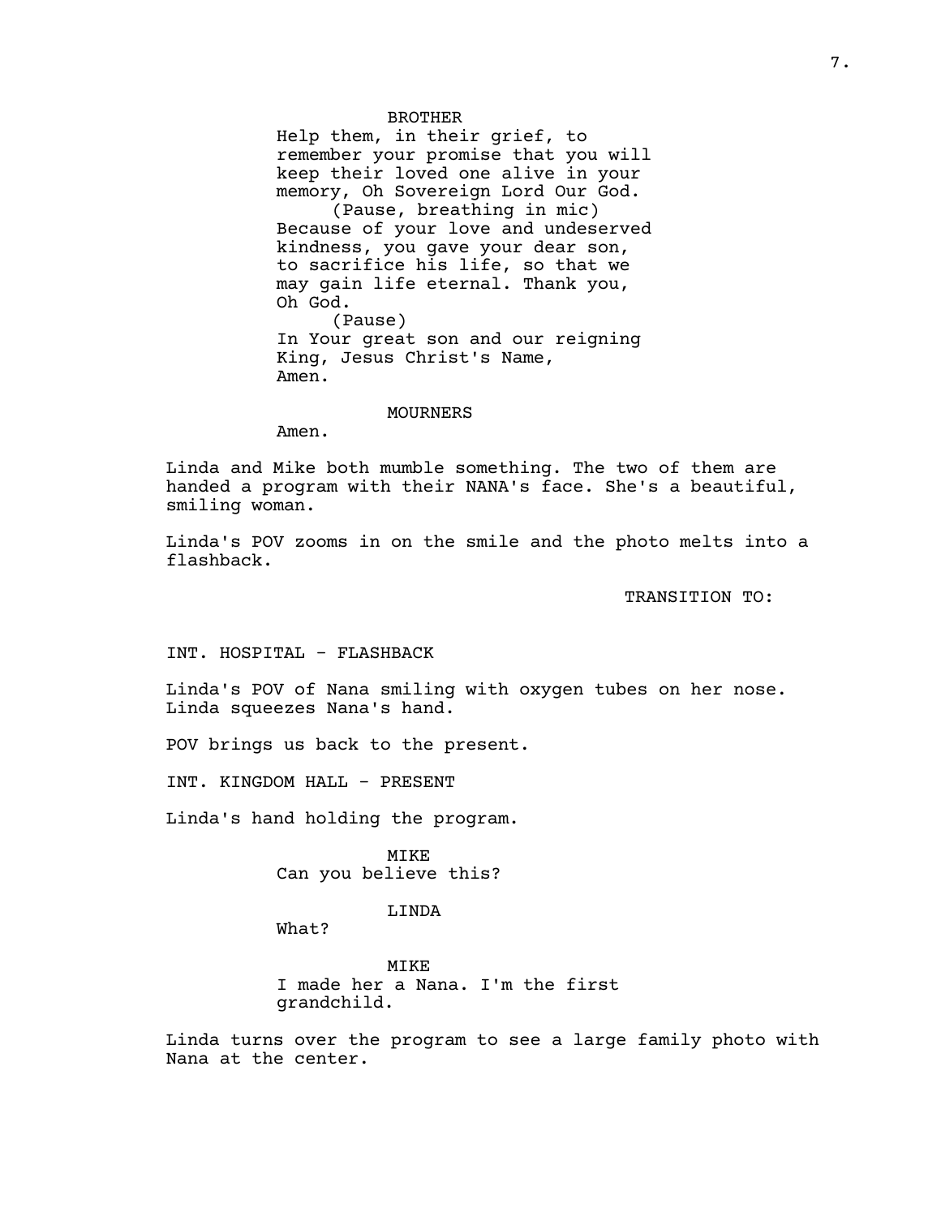BROTHER

Help them, in their grief, to remember your promise that you will keep their loved one alive in your memory, Oh Sovereign Lord Our God.

(Pause, breathing in mic)

Because of your love and undeserved kindness, you gave your dear son, to sacrifice his life, so that we may gain life eternal. Thank you, Oh God.

(Pause)

In Your great son and our reigning King, Jesus Christ's Name, Amen.

MOURNERS

Amen.

Linda and Mike both mumble something. The two of them are handed a program with their NANA's face. She's a beautiful, smiling woman.

Linda's POV zooms in on the smile and the photo melts into a flashback.

TRANSITION TO:

INT. HOSPITAL - FLASHBACK

Linda's POV of Nana smiling with oxygen tubes on her nose. Linda squeezes Nana's hand.

POV brings us back to the present.

INT. KINGDOM HALL - PRESENT

Linda's hand holding the program.

MIKE

Can you believe this?

LINDA

What?

MIKE

I made her a Nana. I'm the first grandchild.

Linda turns over the program to see a large family photo with Nana at the center.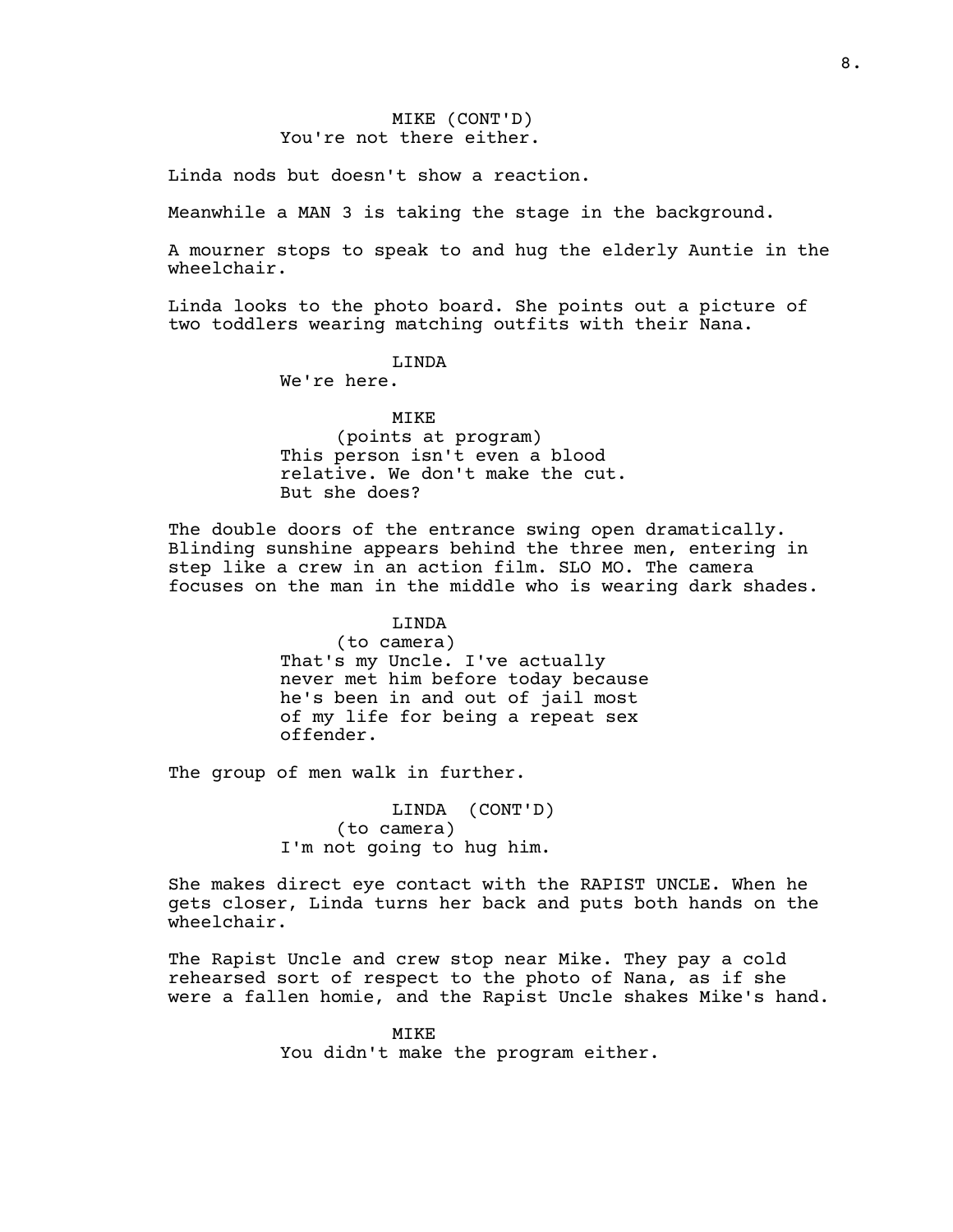MIKE (CONT'D)
You're not there either.

Linda nods but doesn't show a reaction.

Meanwhile a MAN 3 is taking the stage in the background.

A mourner stops to speak to and hug the elderly Auntie in the wheelchair.

Linda looks to the photo board. She points out a picture of two toddlers wearing matching outfits with their Nana.

LINDA
We're here.

MIKE
(points at program)
This person isn't even a blood relative. We don't make the cut. But she does?

The double doors of the entrance swing open dramatically. Blinding sunshine appears behind the three men, entering in step like a crew in an action film. SLO MO. The camera focuses on the man in the middle who is wearing dark shades.

LINDA
(to camera)
That's my Uncle. I've actually never met him before today because he's been in and out of jail most of my life for being a repeat sex offender.

The group of men walk in further.

LINDA (CONT'D)
(to camera)
I'm not going to hug him.

She makes direct eye contact with the RAPIST UNCLE. When he gets closer, Linda turns her back and puts both hands on the wheelchair.

The Rapist Uncle and crew stop near Mike. They pay a cold rehearsed sort of respect to the photo of Nana, as if she were a fallen homie, and the Rapist Uncle shakes Mike's hand.

MIKE
You didn't make the program either.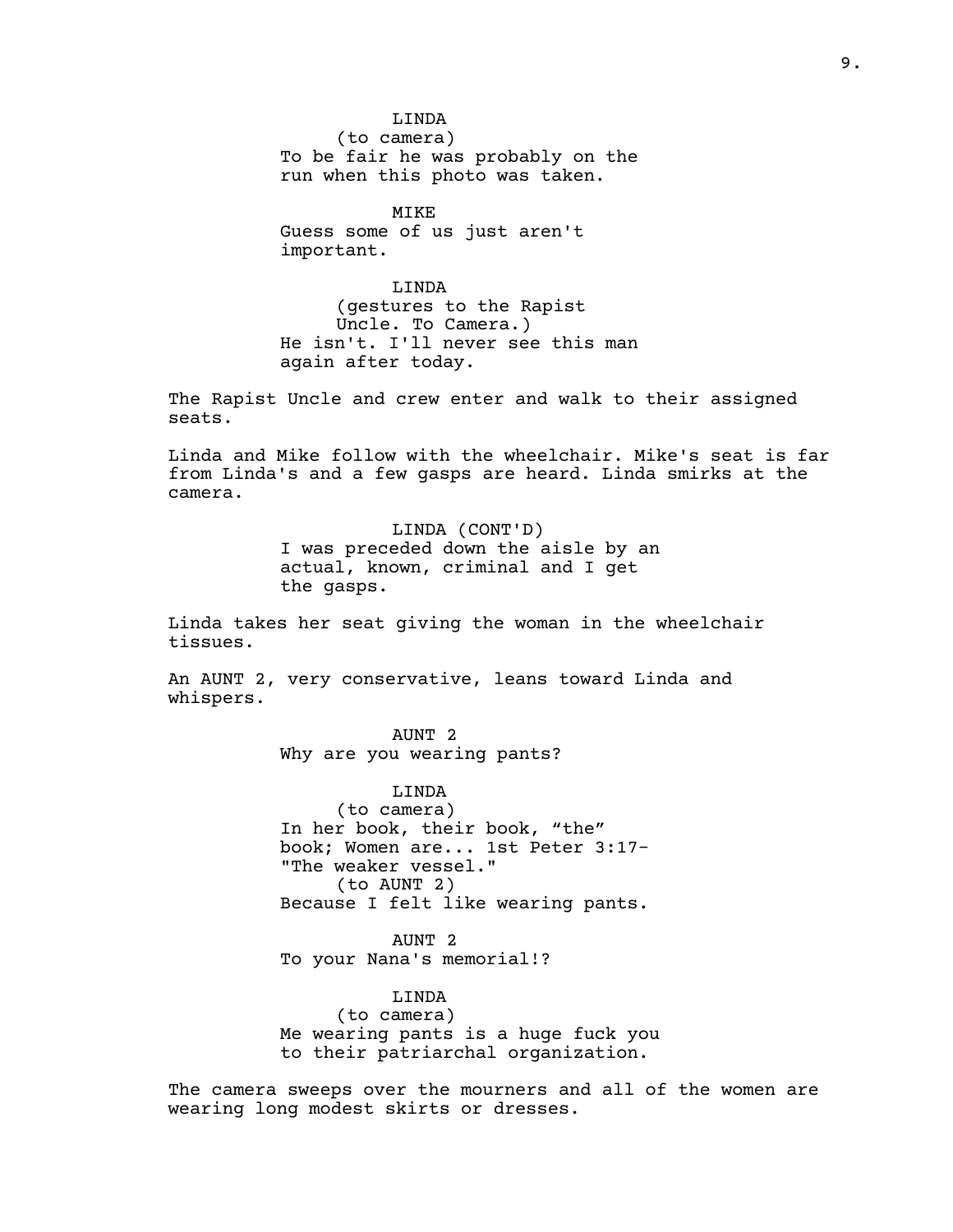LINDA
(to camera)
To be fair he was probably on the run when this photo was taken.

MIKE
Guess some of us just aren't important.

LINDA
(gestures to the Rapist Uncle. To Camera.)
He isn't. I'll never see this man again after today.

The Rapist Uncle and crew enter and walk to their assigned seats.

Linda and Mike follow with the wheelchair. Mike's seat is far from Linda's and a few gasps are heard. Linda smirks at the camera.

LINDA (CONT'D)
I was preceded down the aisle by an actual, known, criminal and I get the gasps.

Linda takes her seat giving the woman in the wheelchair tissues.

An AUNT 2, very conservative, leans toward Linda and whispers.

AUNT 2
Why are you wearing pants?

LINDA
(to camera)
In her book, their book, “the” book; Women are... 1st Peter 3:17- "The weaker vessel."
(to AUNT 2)
Because I felt like wearing pants.

AUNT 2
To your Nana's memorial!?

LINDA
(to camera)
Me wearing pants is a huge fuck you to their patriarchal organization.

The camera sweeps over the mourners and all of the women are wearing long modest skirts or dresses.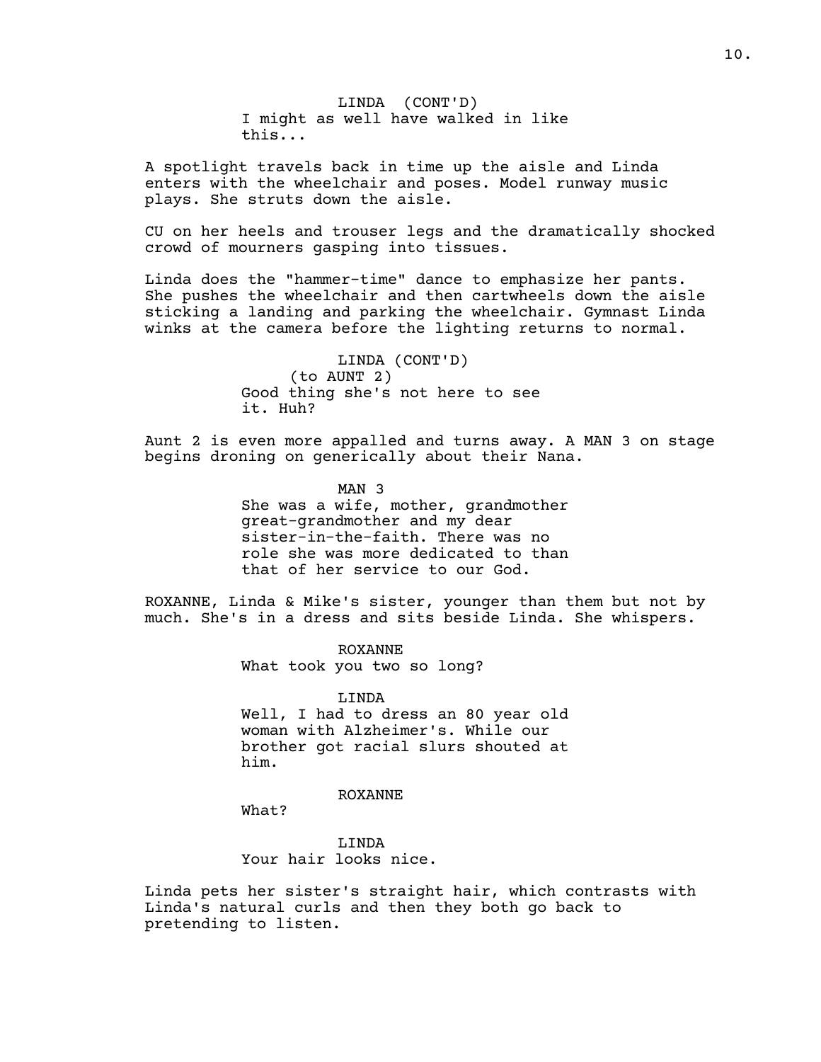LINDA (CONT'D)
I might as well have walked in like this...

A spotlight travels back in time up the aisle and Linda enters with the wheelchair and poses. Model runway music plays. She struts down the aisle.

CU on her heels and trouser legs and the dramatically shocked crowd of mourners gasping into tissues.

Linda does the "hammer-time" dance to emphasize her pants. She pushes the wheelchair and then cartwheels down the aisle sticking a landing and parking the wheelchair. Gymnast Linda winks at the camera before the lighting returns to normal.

LINDA (CONT'D)
(to AUNT 2)
Good thing she's not here to see it. Huh?

Aunt 2 is even more appalled and turns away. A MAN 3 on stage begins droning on generically about their Nana.

MAN 3
She was a wife, mother, grandmother great-grandmother and my dear sister-in-the-faith. There was no role she was more dedicated to than that of her service to our God.

ROXANNE, Linda & Mike's sister, younger than them but not by much. She's in a dress and sits beside Linda. She whispers.

ROXANNE
What took you two so long?

LINDA
Well, I had to dress an 80 year old woman with Alzheimer's. While our brother got racial slurs shouted at him.

ROXANNE
What?

LINDA
Your hair looks nice.

Linda pets her sister's straight hair, which contrasts with Linda's natural curls and then they both go back to pretending to listen.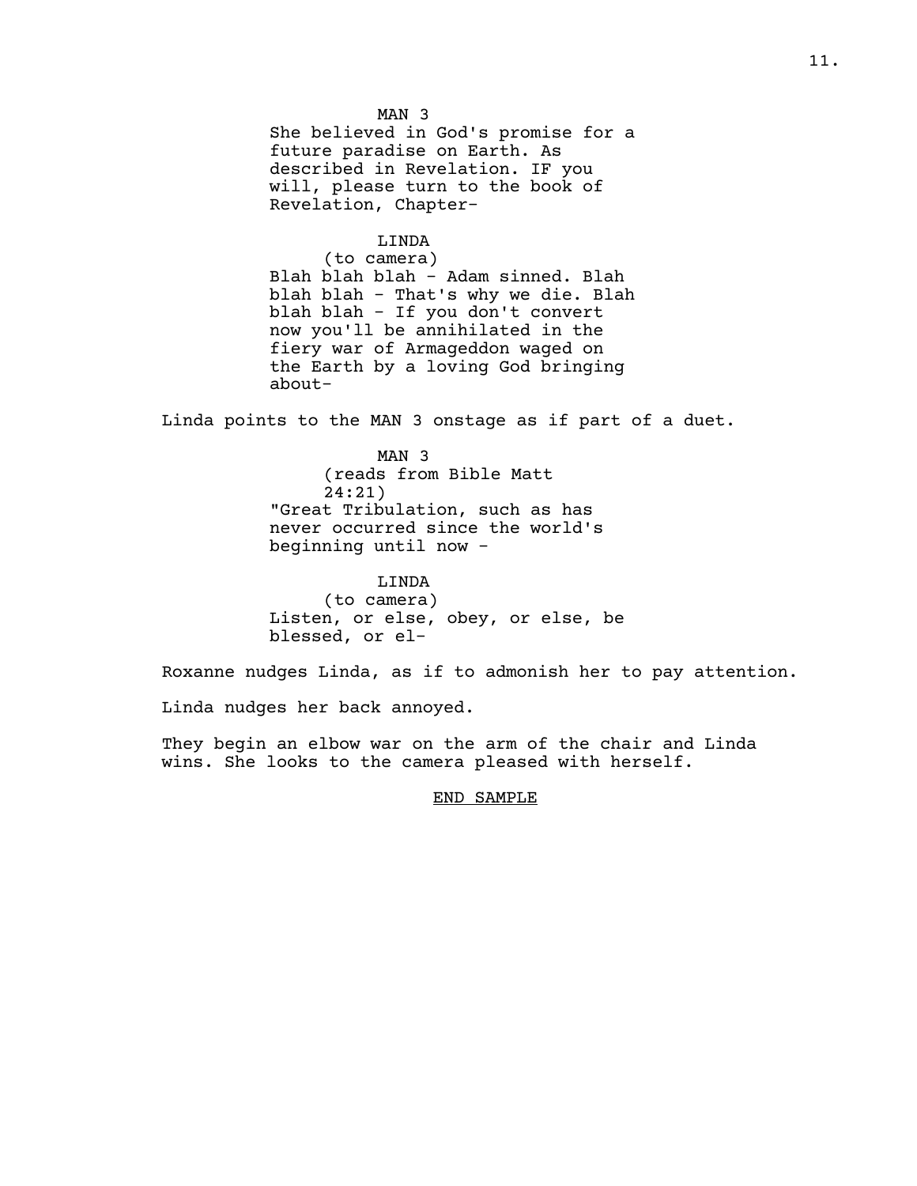MAN 3

She believed in God's promise for a future paradise on Earth. As described in Revelation. IF you will, please turn to the book of Revelation, Chapter-

LINDA

(to camera)

Blah blah blah - Adam sinned. Blah blah blah - That's why we die. Blah blah blah - If you don't convert now you'll be annihilated in the fiery war of Armageddon waged on the Earth by a loving God bringing about-

Linda points to the MAN 3 onstage as if part of a duet.

MAN 3

(reads from Bible Matt 24:21)

"Great Tribulation, such as has never occurred since the world's beginning until now -

LINDA

(to camera)

Listen, or else, obey, or else, be blessed, or el-

Roxanne nudges Linda, as if to admonish her to pay attention.

Linda nudges her back annoyed.

They begin an elbow war on the arm of the chair and Linda wins. She looks to the camera pleased with herself.

<u>END SAMPLE</u>